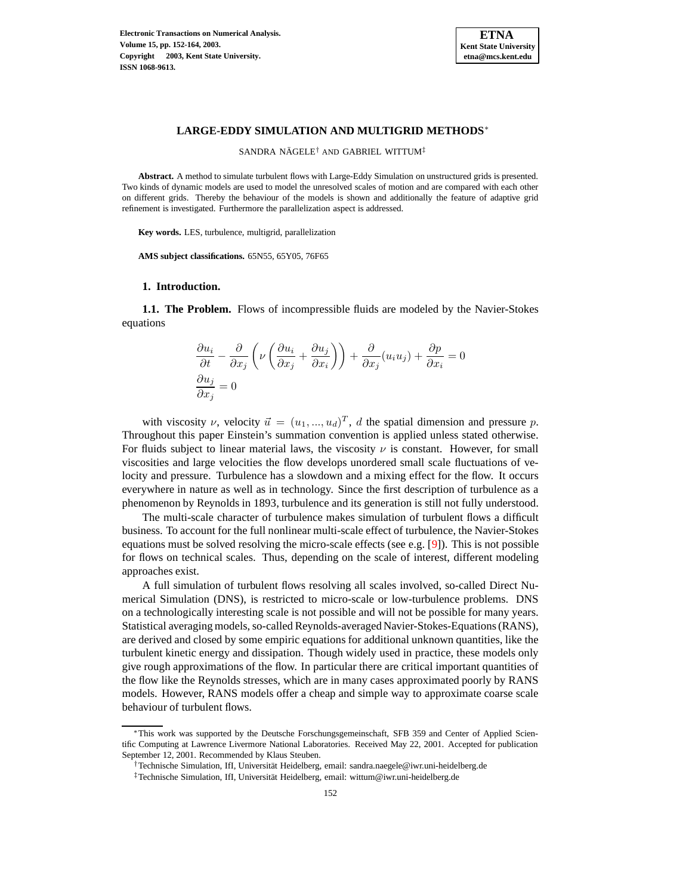# LARGE-EDDY SIMULATION AND MULTIGRID METHODS*

SANDRA NÄGELE† AND GABRIEL WITTUM‡

**Abstract.** A method to simulate turbulent flows with Large-Eddy Simulation on unstructured grids is presented. Two kinds of dynamic models are used to model the unresolved scales of motion and are compared with each other on different grids. Thereby the behaviour of the models is shown and additionally the feature of adaptive grid refinement is investigated. Furthermore the parallelization aspect is addressed.

**Key words.** LES, turbulence, multigrid, parallelization

**AMS subject classifications.** 65N55, 65Y05, 76F65

## 1. Introduction.

**1.1. The Problem.** Flows of incompressible fluids are modeled by the Navier-Stokes equations

$$
\begin{aligned}
&\frac{\partial u_i}{\partial t} - \frac{\partial}{\partial x_j}\left(\nu\left(\frac{\partial u_i}{\partial x_j} + \frac{\partial u_j}{\partial x_i}\right)\right) + \frac{\partial}{\partial x_j}(u_i u_j) + \frac{\partial p}{\partial x_i} = 0 \\
&\frac{\partial u_j}{\partial x_j} = 0
\end{aligned}
$$

with viscosity $\nu$, velocity $\vec{u} = (u_1, ..., u_d)^T$, $d$ the spatial dimension and pressure $p$. Throughout this paper Einstein's summation convention is applied unless stated otherwise. For fluids subject to linear material laws, the viscosity $\nu$ is constant. However, for small viscosities and large velocities the flow develops unordered small scale fluctuations of velocity and pressure. Turbulence has a slowdown and a mixing effect for the flow. It occurs everywhere in nature as well as in technology. Since the first description of turbulence as a phenomenon by Reynolds in 1893, turbulence and its generation is still not fully understood.

The multi-scale character of turbulence makes simulation of turbulent flows a difficult business. To account for the full nonlinear multi-scale effect of turbulence, the Navier-Stokes equations must be solved resolving the micro-scale effects (see e.g. [9]). This is not possible for flows on technical scales. Thus, depending on the scale of interest, different modeling approaches exist.

A full simulation of turbulent flows resolving all scales involved, so-called Direct Numerical Simulation (DNS), is restricted to micro-scale or low-turbulence problems. DNS on a technologically interesting scale is not possible and will not be possible for many years. Statistical averaging models, so-called Reynolds-averaged Navier-Stokes-Equations (RANS), are derived and closed by some empiric equations for additional unknown quantities, like the turbulent kinetic energy and dissipation. Though widely used in practice, these models only give rough approximations of the flow. In particular there are critical important quantities of the flow like the Reynolds stresses, which are in many cases approximated poorly by RANS models. However, RANS models offer a cheap and simple way to approximate coarse scale behaviour of turbulent flows.

---

*This work was supported by the Deutsche Forschungsgemeinschaft, SFB 359 and Center of Applied Scientific Computing at Lawrence Livermore National Laboratories. Received May 22, 2001. Accepted for publication September 12, 2001. Recommended by Klaus Steuben.

†Technische Simulation, IfI, Universität Heidelberg, email: sandra.naegele@iwr.uni-heidelberg.de

‡Technische Simulation, IfI, Universität Heidelberg, email: wittum@iwr.uni-heidelberg.de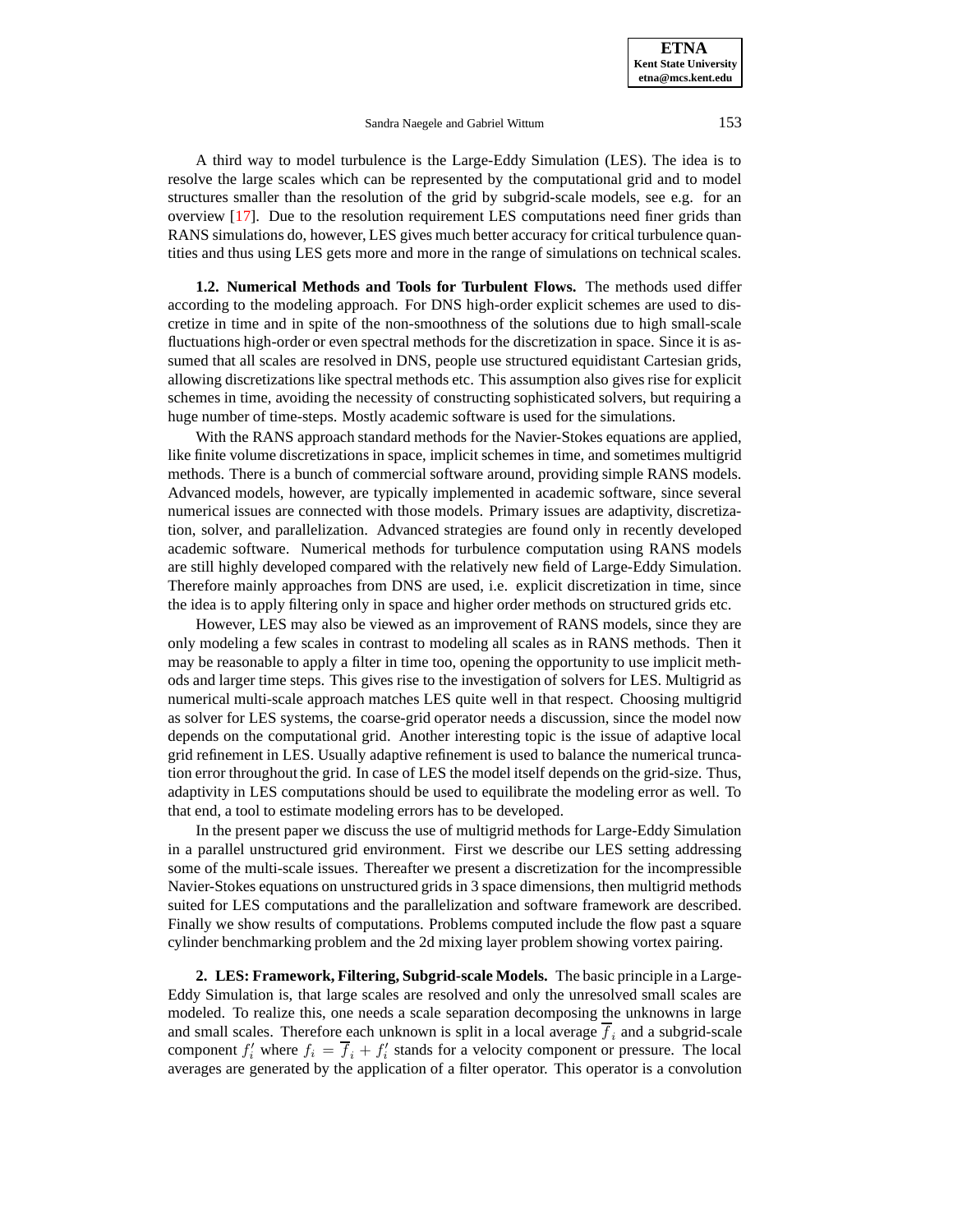A third way to model turbulence is the Large-Eddy Simulation (LES). The idea is to resolve the large scales which can be represented by the computational grid and to model structures smaller than the resolution of the grid by subgrid-scale models, see e.g. for an overview [17]. Due to the resolution requirement LES computations need finer grids than RANS simulations do, however, LES gives much better accuracy for critical turbulence quantities and thus using LES gets more and more in the range of simulations on technical scales.

**1.2. Numerical Methods and Tools for Turbulent Flows.** The methods used differ according to the modeling approach. For DNS high-order explicit schemes are used to discretize in time and in spite of the non-smoothness of the solutions due to high small-scale fluctuations high-order or even spectral methods for the discretization in space. Since it is assumed that all scales are resolved in DNS, people use structured equidistant Cartesian grids, allowing discretizations like spectral methods etc. This assumption also gives rise for explicit schemes in time, avoiding the necessity of constructing sophisticated solvers, but requiring a huge number of time-steps. Mostly academic software is used for the simulations.

With the RANS approach standard methods for the Navier-Stokes equations are applied, like finite volume discretizations in space, implicit schemes in time, and sometimes multigrid methods. There is a bunch of commercial software around, providing simple RANS models. Advanced models, however, are typically implemented in academic software, since several numerical issues are connected with those models. Primary issues are adaptivity, discretization, solver, and parallelization. Advanced strategies are found only in recently developed academic software. Numerical methods for turbulence computation using RANS models are still highly developed compared with the relatively new field of Large-Eddy Simulation. Therefore mainly approaches from DNS are used, i.e. explicit discretization in time, since the idea is to apply filtering only in space and higher order methods on structured grids etc.

However, LES may also be viewed as an improvement of RANS models, since they are only modeling a few scales in contrast to modeling all scales as in RANS methods. Then it may be reasonable to apply a filter in time too, opening the opportunity to use implicit methods and larger time steps. This gives rise to the investigation of solvers for LES. Multigrid as numerical multi-scale approach matches LES quite well in that respect. Choosing multigrid as solver for LES systems, the coarse-grid operator needs a discussion, since the model now depends on the computational grid. Another interesting topic is the issue of adaptive local grid refinement in LES. Usually adaptive refinement is used to balance the numerical truncation error throughout the grid. In case of LES the model itself depends on the grid-size. Thus, adaptivity in LES computations should be used to equilibrate the modeling error as well. To that end, a tool to estimate modeling errors has to be developed.

In the present paper we discuss the use of multigrid methods for Large-Eddy Simulation in a parallel unstructured grid environment. First we describe our LES setting addressing some of the multi-scale issues. Thereafter we present a discretization for the incompressible Navier-Stokes equations on unstructured grids in 3 space dimensions, then multigrid methods suited for LES computations and the parallelization and software framework are described. Finally we show results of computations. Problems computed include the flow past a square cylinder benchmarking problem and the 2d mixing layer problem showing vortex pairing.

**2. LES: Framework, Filtering, Subgrid-scale Models.** The basic principle in a Large-Eddy Simulation is, that large scales are resolved and only the unresolved small scales are modeled. To realize this, one needs a scale separation decomposing the unknowns in large and small scales. Therefore each unknown is split in a local average $\overline{f}_i$ and a subgrid-scale component $f_i'$ where $f_i = \overline{f}_i + f_i'$ stands for a velocity component or pressure. The local averages are generated by the application of a filter operator. This operator is a convolution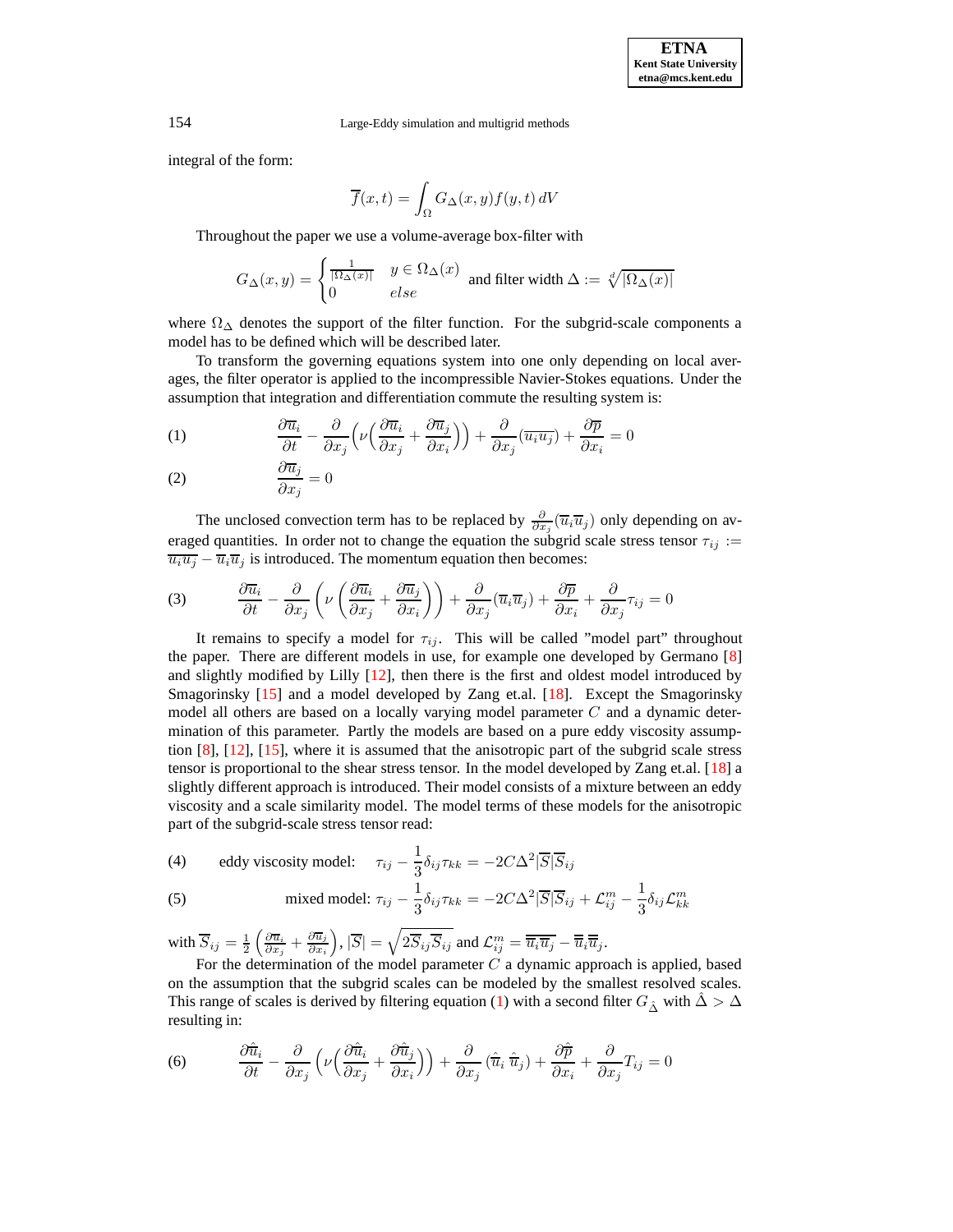integral of the form:

$$\overline{f}(x,t) = \int_{\Omega} G_{\Delta}(x,y) f(y,t)\, dV$$

Throughout the paper we use a volume-average box-filter with

$$G_{\Delta}(x,y) = \begin{cases} \frac{1}{|\Omega_{\Delta}(x)|} & y \in \Omega_{\Delta}(x) \\ 0 & else \end{cases} \text{ and filter width } \Delta := \sqrt[d]{|\Omega_{\Delta}(x)|}$$

where $\Omega_{\Delta}$ denotes the support of the filter function. For the subgrid-scale components a model has to be defined which will be described later.

To transform the governing equations system into one only depending on local averages, the filter operator is applied to the incompressible Navier-Stokes equations. Under the assumption that integration and differentiation commute the resulting system is:

$$\frac{\partial \overline{u}_i}{\partial t} - \frac{\partial}{\partial x_j}\left(\nu\Big(\frac{\partial \overline{u}_i}{\partial x_j} + \frac{\partial \overline{u}_j}{\partial x_i}\Big)\right) + \frac{\partial}{\partial x_j}(\overline{u_i u_j}) + \frac{\partial \overline{p}}{\partial x_i} = 0 \tag{1}$$

$$\frac{\partial \overline{u}_j}{\partial x_j} = 0 \tag{2}$$

The unclosed convection term has to be replaced by $\frac{\partial}{\partial x_j}(\overline{u}_i \overline{u}_j)$ only depending on averaged quantities. In order not to change the equation the subgrid scale stress tensor $\tau_{ij} := \overline{u_i u_j} - \overline{u}_i \overline{u}_j$ is introduced. The momentum equation then becomes:

$$\frac{\partial \overline{u}_i}{\partial t} - \frac{\partial}{\partial x_j}\left(\nu\left(\frac{\partial \overline{u}_i}{\partial x_j} + \frac{\partial \overline{u}_j}{\partial x_i}\right)\right) + \frac{\partial}{\partial x_j}(\overline{u}_i \overline{u}_j) + \frac{\partial \overline{p}}{\partial x_i} + \frac{\partial}{\partial x_j}\tau_{ij} = 0 \tag{3}$$

It remains to specify a model for $\tau_{ij}$. This will be called "model part" throughout the paper. There are different models in use, for example one developed by Germano [8] and slightly modified by Lilly [12], then there is the first and oldest model introduced by Smagorinsky [15] and a model developed by Zang et.al. [18]. Except the Smagorinsky model all others are based on a locally varying model parameter $C$ and a dynamic determination of this parameter. Partly the models are based on a pure eddy viscosity assumption [8], [12], [15], where it is assumed that the anisotropic part of the subgrid scale stress tensor is proportional to the shear stress tensor. In the model developed by Zang et.al. [18] a slightly different approach is introduced. Their model consists of a mixture between an eddy viscosity and a scale similarity model. The model terms of these models for the anisotropic part of the subgrid-scale stress tensor read:

$$\text{eddy viscosity model:} \quad \tau_{ij} - \frac{1}{3}\delta_{ij}\tau_{kk} = -2C\Delta^2 |\overline{S}| \overline{S}_{ij} \tag{4}$$

$$\text{mixed model:} \ \tau_{ij} - \frac{1}{3}\delta_{ij}\tau_{kk} = -2C\Delta^2 |\overline{S}| \overline{S}_{ij} + \mathcal{L}^m_{ij} - \frac{1}{3}\delta_{ij}\mathcal{L}^m_{kk} \tag{5}$$

with $\overline{S}_{ij} = \frac{1}{2}\left(\frac{\partial \overline{u}_i}{\partial x_j} + \frac{\partial \overline{u}_j}{\partial x_i}\right)$, $|\overline{S}| = \sqrt{2\overline{S}_{ij}\overline{S}_{ij}}$ and $\mathcal{L}^m_{ij} = \overline{\overline{u}_i \overline{u}_j} - \overline{\overline{u}}_i \overline{\overline{u}}_j$.

For the determination of the model parameter $C$ a dynamic approach is applied, based on the assumption that the subgrid scales can be modeled by the smallest resolved scales. This range of scales is derived by filtering equation (1) with a second filter $G_{\hat{\Delta}}$ with $\hat{\Delta} > \Delta$ resulting in:

$$\frac{\partial \hat{\overline{u}}_i}{\partial t} - \frac{\partial}{\partial x_j}\left(\nu\Big(\frac{\partial \hat{\overline{u}}_i}{\partial x_j} + \frac{\partial \hat{\overline{u}}_j}{\partial x_i}\Big)\right) + \frac{\partial}{\partial x_j}\left(\hat{\overline{u}}_i\, \hat{\overline{u}}_j\right) + \frac{\partial \hat{\overline{p}}}{\partial x_i} + \frac{\partial}{\partial x_j}T_{ij} = 0 \tag{6}$$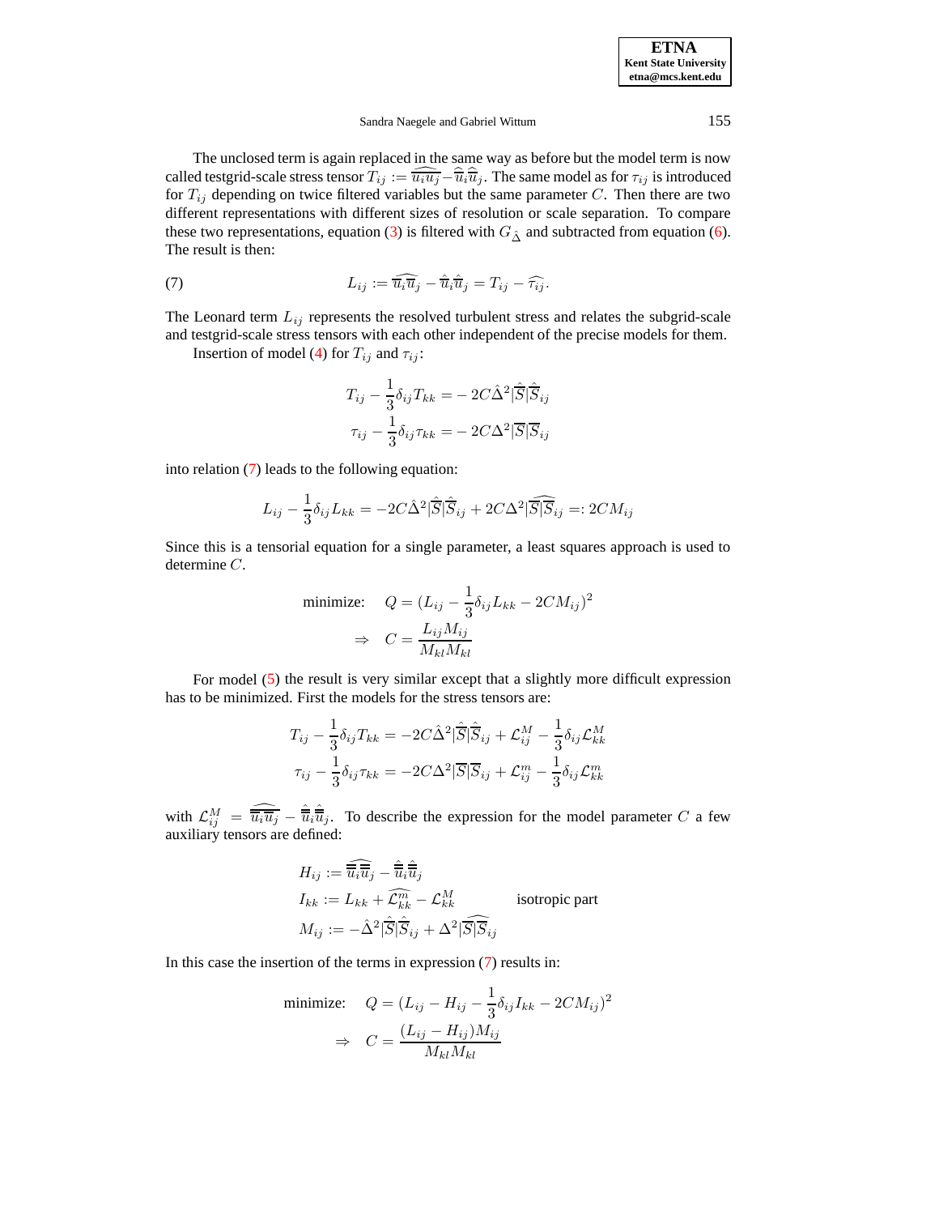The unclosed term is again replaced in the same way as before but the model term is now called testgrid-scale stress tensor $T_{ij} := \widehat{\overline{u_i u_j}} - \widehat{\overline{u}}_i \widehat{\overline{u}}_j$. The same model as for $\tau_{ij}$ is introduced for $T_{ij}$ depending on twice filtered variables but the same parameter $C$. Then there are two different representations with different sizes of resolution or scale separation. To compare these two representations, equation (3) is filtered with $G_{\hat{\Delta}}$ and subtracted from equation (6). The result is then:

$$L_{ij} := \widehat{\overline{u}_i \overline{u}_j} - \hat{\overline{u}}_i \hat{\overline{u}}_j = T_{ij} - \widehat{\tau_{ij}}. \tag{7}$$

The Leonard term $L_{ij}$ represents the resolved turbulent stress and relates the subgrid-scale and testgrid-scale stress tensors with each other independent of the precise models for them.

Insertion of model (4) for $T_{ij}$ and $\tau_{ij}$:

$$T_{ij} - \frac{1}{3}\delta_{ij} T_{kk} = -\,2C\hat{\Delta}^2 |\hat{\overline{S}}| \hat{\overline{S}}_{ij}$$
$$\tau_{ij} - \frac{1}{3}\delta_{ij} \tau_{kk} = -\,2C\Delta^2 |\overline{S}| \overline{S}_{ij}$$

into relation (7) leads to the following equation:

$$L_{ij} - \frac{1}{3}\delta_{ij} L_{kk} = -2C\hat{\Delta}^2 |\hat{\overline{S}}| \hat{\overline{S}}_{ij} + 2C\Delta^2 \widehat{|\overline{S}|\overline{S}}_{ij} =: 2CM_{ij}$$

Since this is a tensorial equation for a single parameter, a least squares approach is used to determine $C$.

$$\text{minimize:} \quad Q = (L_{ij} - \frac{1}{3}\delta_{ij} L_{kk} - 2CM_{ij})^2$$
$$\Rightarrow \quad C = \frac{L_{ij} M_{ij}}{M_{kl} M_{kl}}$$

For model (5) the result is very similar except that a slightly more difficult expression has to be minimized. First the models for the stress tensors are:

$$T_{ij} - \frac{1}{3}\delta_{ij} T_{kk} = -2C\hat{\Delta}^2 |\hat{\overline{S}}| \hat{\overline{S}}_{ij} + \mathcal{L}^M_{ij} - \frac{1}{3}\delta_{ij} \mathcal{L}^M_{kk}$$
$$\tau_{ij} - \frac{1}{3}\delta_{ij} \tau_{kk} = -2C\Delta^2 |\overline{S}| \overline{S}_{ij} + \mathcal{L}^m_{ij} - \frac{1}{3}\delta_{ij} \mathcal{L}^m_{kk}$$

with $\mathcal{L}^M_{ij} = \widehat{\overline{\overline{u}_i \overline{u}_j}} - \hat{\overline{\overline{u}}}_i \hat{\overline{\overline{u}}}_j$. To describe the expression for the model parameter $C$ a few auxiliary tensors are defined:

$$H_{ij} := \widehat{\overline{\overline{u}}_i \overline{\overline{u}}_j} - \hat{\overline{\overline{u}}}_i \hat{\overline{\overline{u}}}_j$$
$$I_{kk} := L_{kk} + \widehat{\mathcal{L}^m_{kk}} - \mathcal{L}^M_{kk} \qquad \text{isotropic part}$$
$$M_{ij} := -\hat{\Delta}^2 |\hat{\overline{S}}| \hat{\overline{S}}_{ij} + \Delta^2 \widehat{|\overline{S}|\overline{S}}_{ij}$$

In this case the insertion of the terms in expression (7) results in:

$$\text{minimize:} \quad Q = (L_{ij} - H_{ij} - \frac{1}{3}\delta_{ij} I_{kk} - 2CM_{ij})^2$$
$$\Rightarrow \quad C = \frac{(L_{ij} - H_{ij}) M_{ij}}{M_{kl} M_{kl}}$$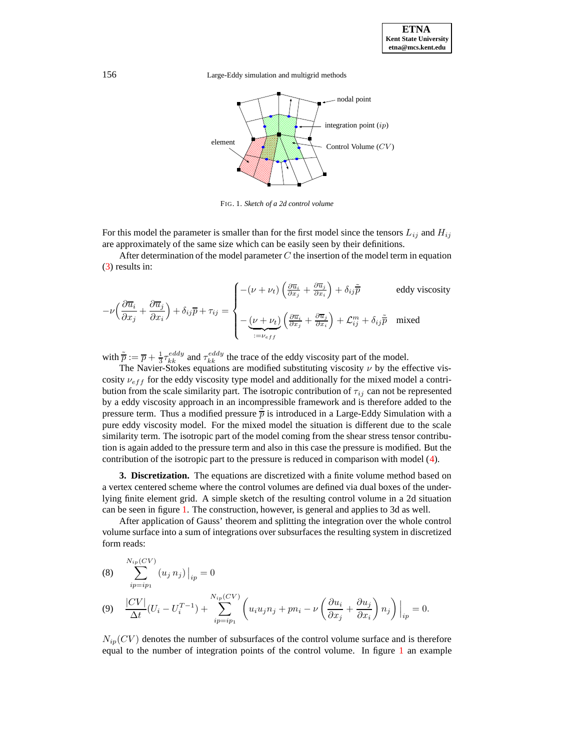FIG. 1. *Sketch of a 2d control volume*

For this model the parameter is smaller than for the first model since the tensors $L_{ij}$ and $H_{ij}$ are approximately of the same size which can be easily seen by their definitions.

After determination of the model parameter $C$ the insertion of the model term in equation (3) results in:

$$
-\nu\Big(\frac{\partial \overline{u}_i}{\partial x_j} + \frac{\partial \overline{u}_j}{\partial x_i}\Big) + \delta_{ij}\overline{p} + \tau_{ij} = \begin{cases} -(\nu + \nu_t)\left(\frac{\partial \overline{u}_i}{\partial x_j} + \frac{\partial \overline{u}_j}{\partial x_i}\right) + \delta_{ij}\tilde{\overline{p}} & \text{eddy viscosity} \\ -\underbrace{(\nu + \nu_t)}_{:=\nu_{eff}}\left(\frac{\partial \overline{u}_i}{\partial x_j} + \frac{\partial \overline{u}_j}{\partial x_i}\right) + \mathcal{L}^m_{ij} + \delta_{ij}\tilde{\overline{p}} & \text{mixed} \end{cases}
$$

with $\tilde{\overline{p}} := \overline{p} + \frac{1}{3}\tau^{eddy}_{kk}$ and $\tau^{eddy}_{kk}$ the trace of the eddy viscosity part of the model.

The Navier-Stokes equations are modified substituting viscosity $\nu$ by the effective viscosity $\nu_{eff}$ for the eddy viscosity type model and additionally for the mixed model a contribution from the scale similarity part. The isotropic contribution of $\tau_{ij}$ can not be represented by a eddy viscosity approach in an incompressible framework and is therefore added to the pressure term. Thus a modified pressure $\tilde{\overline{p}}$ is introduced in a Large-Eddy Simulation with a pure eddy viscosity model. For the mixed model the situation is different due to the scale similarity term. The isotropic part of the model coming from the shear stress tensor contribution is again added to the pressure term and also in this case the pressure is modified. But the contribution of the isotropic part to the pressure is reduced in comparison with model (4).

## 3. Discretization.

The equations are discretized with a finite volume method based on a vertex centered scheme where the control volumes are defined via dual boxes of the underlying finite element grid. A simple sketch of the resulting control volume in a 2d situation can be seen in figure 1. The construction, however, is general and applies to 3d as well.

After application of Gauss' theorem and splitting the integration over the whole control volume surface into a sum of integrations over subsurfaces the resulting system in discretized form reads:

$$
\sum_{ip=ip_1}^{N_{ip}(CV)} (u_j\, n_j)\big|_{ip} = 0 \tag{8}
$$

$$
\frac{|CV|}{\Delta t}(U_i - U_i^{T-1}) + \sum_{ip=ip_1}^{N_{ip}(CV)} \left( u_i u_j n_j + p n_i - \nu\left(\frac{\partial u_i}{\partial x_j} + \frac{\partial u_j}{\partial x_i}\right) n_j \right)\Big|_{ip} = 0. \tag{9}
$$

$N_{ip}(CV)$ denotes the number of subsurfaces of the control volume surface and is therefore equal to the number of integration points of the control volume. In figure 1 an example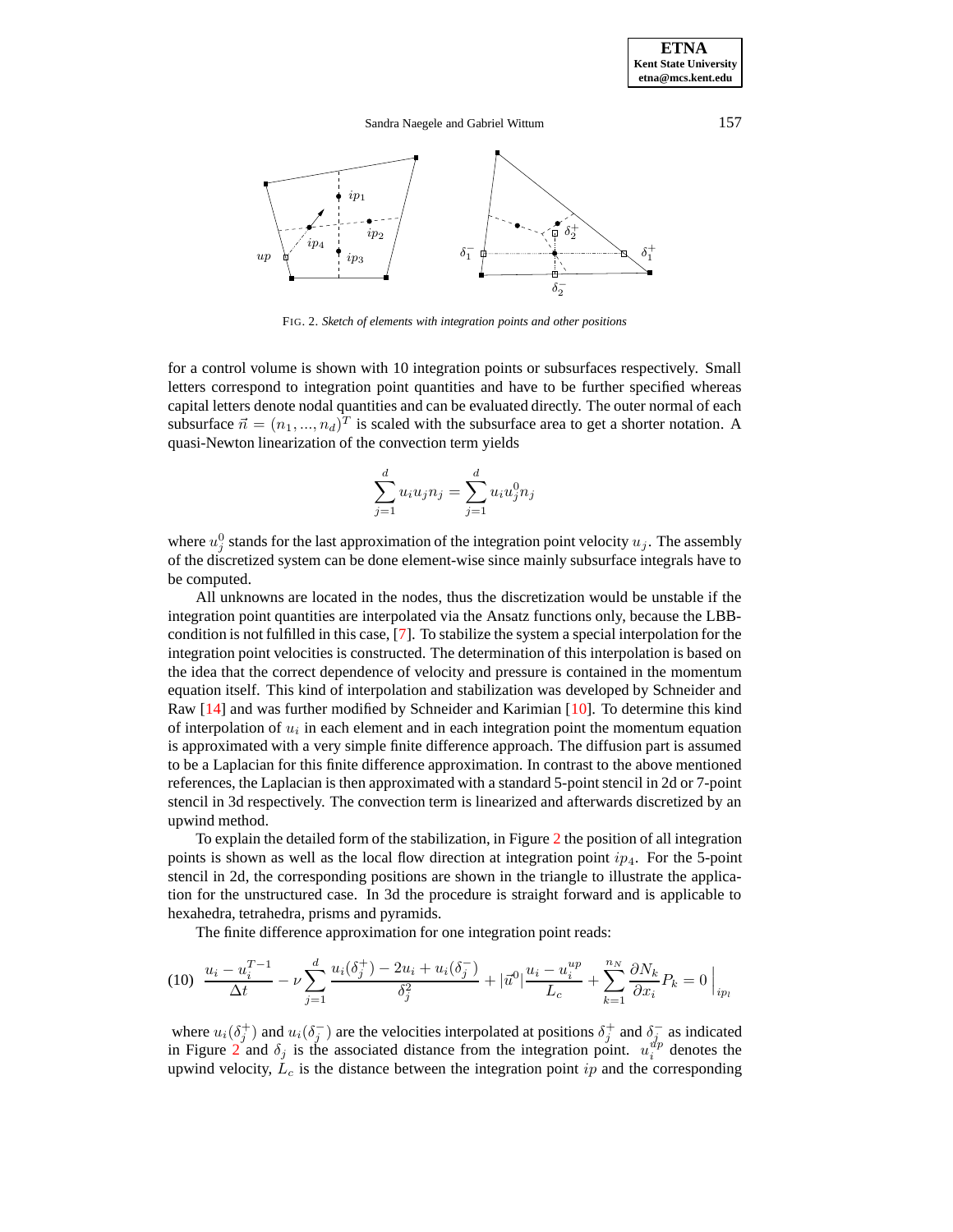FIG. 2. *Sketch of elements with integration points and other positions*

for a control volume is shown with 10 integration points or subsurfaces respectively. Small letters correspond to integration point quantities and have to be further specified whereas capital letters denote nodal quantities and can be evaluated directly. The outer normal of each subsurface $\vec{n} = (n_1, ..., n_d)^T$ is scaled with the subsurface area to get a shorter notation. A quasi-Newton linearization of the convection term yields

$$\sum_{j=1}^{d} u_i u_j n_j = \sum_{j=1}^{d} u_i u_j^0 n_j$$

where $u_j^0$ stands for the last approximation of the integration point velocity $u_j$. The assembly of the discretized system can be done element-wise since mainly subsurface integrals have to be computed.

All unknowns are located in the nodes, thus the discretization would be unstable if the integration point quantities are interpolated via the Ansatz functions only, because the LBB-condition is not fulfilled in this case, [7]. To stabilize the system a special interpolation for the integration point velocities is constructed. The determination of this interpolation is based on the idea that the correct dependence of velocity and pressure is contained in the momentum equation itself. This kind of interpolation and stabilization was developed by Schneider and Raw [14] and was further modified by Schneider and Karimian [10]. To determine this kind of interpolation of $u_i$ in each element and in each integration point the momentum equation is approximated with a very simple finite difference approach. The diffusion part is assumed to be a Laplacian for this finite difference approximation. In contrast to the above mentioned references, the Laplacian is then approximated with a standard 5-point stencil in 2d or 7-point stencil in 3d respectively. The convection term is linearized and afterwards discretized by an upwind method.

To explain the detailed form of the stabilization, in Figure 2 the position of all integration points is shown as well as the local flow direction at integration point $ip_4$. For the 5-point stencil in 2d, the corresponding positions are shown in the triangle to illustrate the application for the unstructured case. In 3d the procedure is straight forward and is applicable to hexahedra, tetrahedra, prisms and pyramids.

The finite difference approximation for one integration point reads:

$$\frac{u_i - u_i^{T-1}}{\Delta t} - \nu \sum_{j=1}^{d} \frac{u_i(\delta_j^+) - 2u_i + u_i(\delta_j^-)}{\delta_j^2} + |\vec{u}^0| \frac{u_i - u_i^{up}}{L_c} + \sum_{k=1}^{n_N} \frac{\partial N_k}{\partial x_i} P_k = 0 \Big|_{ip_l} \tag{10}$$

where $u_i(\delta_j^+)$ and $u_i(\delta_j^-)$ are the velocities interpolated at positions $\delta_j^+$ and $\delta_j^-$ as indicated in Figure 2 and $\delta_j$ is the associated distance from the integration point. $u_i^{up}$ denotes the upwind velocity, $L_c$ is the distance between the integration point $ip$ and the corresponding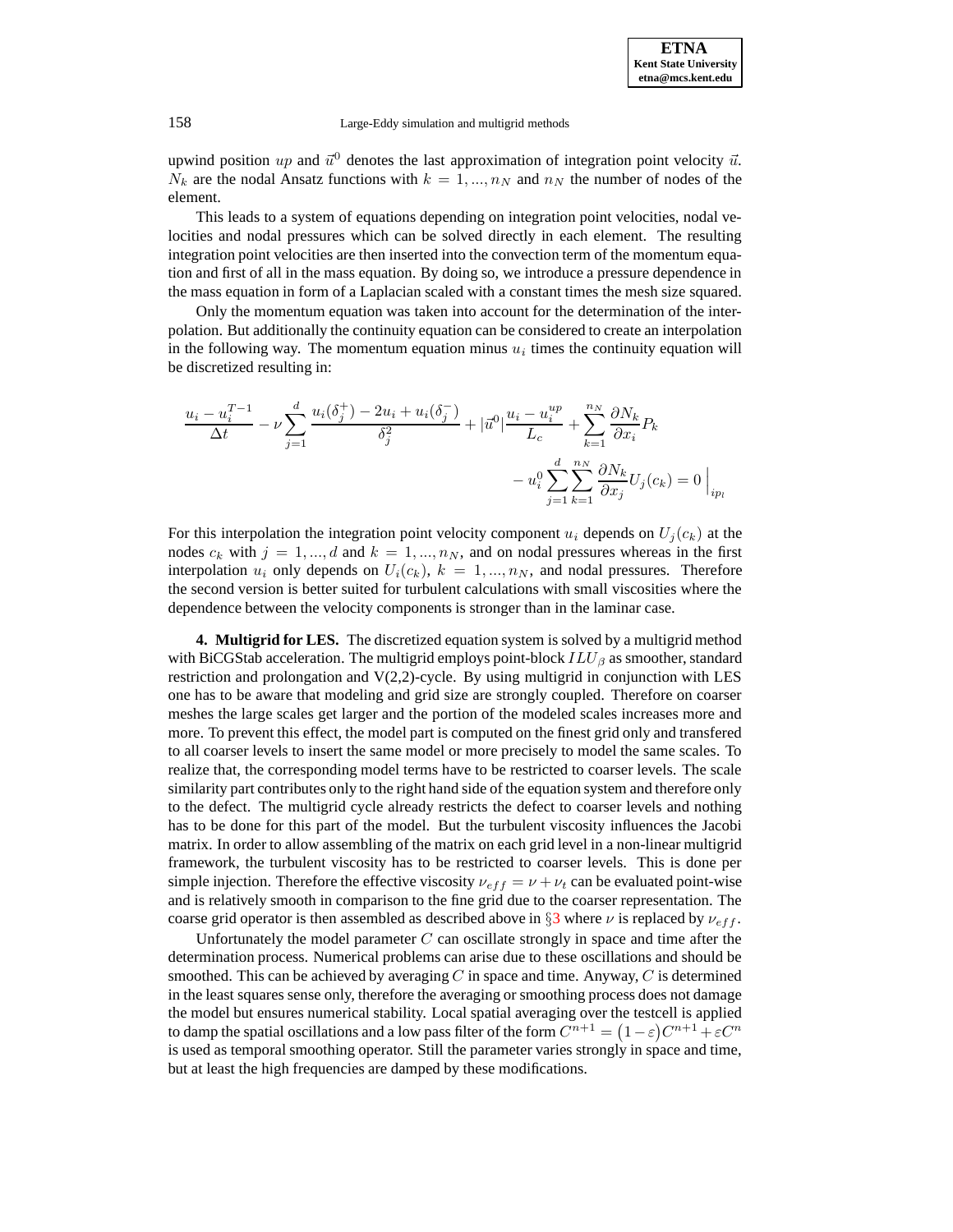upwind position $up$ and $\vec{u}^0$ denotes the last approximation of integration point velocity $\vec{u}$. $N_k$ are the nodal Ansatz functions with $k = 1, ..., n_N$ and $n_N$ the number of nodes of the element.

This leads to a system of equations depending on integration point velocities, nodal velocities and nodal pressures which can be solved directly in each element. The resulting integration point velocities are then inserted into the convection term of the momentum equation and first of all in the mass equation. By doing so, we introduce a pressure dependence in the mass equation in form of a Laplacian scaled with a constant times the mesh size squared.

Only the momentum equation was taken into account for the determination of the interpolation. But additionally the continuity equation can be considered to create an interpolation in the following way. The momentum equation minus $u_i$ times the continuity equation will be discretized resulting in:

$$
\frac{u_i - u_i^{T-1}}{\Delta t} - \nu \sum_{j=1}^{d} \frac{u_i(\delta_j^+) - 2u_i + u_i(\delta_j^-)}{\delta_j^2} + |\vec{u}^0| \frac{u_i - u_i^{up}}{L_c} + \sum_{k=1}^{n_N} \frac{\partial N_k}{\partial x_i} P_k
$$
$$
- u_i^0 \sum_{j=1}^{d} \sum_{k=1}^{n_N} \frac{\partial N_k}{\partial x_j} U_j(c_k) = 0 \Big|_{ip_l}
$$

For this interpolation the integration point velocity component $u_i$ depends on $U_j(c_k)$ at the nodes $c_k$ with $j = 1, ..., d$ and $k = 1, ..., n_N$, and on nodal pressures whereas in the first interpolation $u_i$ only depends on $U_i(c_k)$, $k = 1, ..., n_N$, and nodal pressures. Therefore the second version is better suited for turbulent calculations with small viscosities where the dependence between the velocity components is stronger than in the laminar case.

**4. Multigrid for LES.** The discretized equation system is solved by a multigrid method with BiCGStab acceleration. The multigrid employs point-block $ILU_\beta$ as smoother, standard restriction and prolongation and V(2,2)-cycle. By using multigrid in conjunction with LES one has to be aware that modeling and grid size are strongly coupled. Therefore on coarser meshes the large scales get larger and the portion of the modeled scales increases more and more. To prevent this effect, the model part is computed on the finest grid only and transfered to all coarser levels to insert the same model or more precisely to model the same scales. To realize that, the corresponding model terms have to be restricted to coarser levels. The scale similarity part contributes only to the right hand side of the equation system and therefore only to the defect. The multigrid cycle already restricts the defect to coarser levels and nothing has to be done for this part of the model. But the turbulent viscosity influences the Jacobi matrix. In order to allow assembling of the matrix on each grid level in a non-linear multigrid framework, the turbulent viscosity has to be restricted to coarser levels. This is done per simple injection. Therefore the effective viscosity $\nu_{eff} = \nu + \nu_t$ can be evaluated point-wise and is relatively smooth in comparison to the fine grid due to the coarser representation. The coarse grid operator is then assembled as described above in §3 where $\nu$ is replaced by $\nu_{eff}$.

Unfortunately the model parameter $C$ can oscillate strongly in space and time after the determination process. Numerical problems can arise due to these oscillations and should be smoothed. This can be achieved by averaging $C$ in space and time. Anyway, $C$ is determined in the least squares sense only, therefore the averaging or smoothing process does not damage the model but ensures numerical stability. Local spatial averaging over the testcell is applied to damp the spatial oscillations and a low pass filter of the form $C^{n+1} = (1-\varepsilon)C^{n+1} + \varepsilon C^n$ is used as temporal smoothing operator. Still the parameter varies strongly in space and time, but at least the high frequencies are damped by these modifications.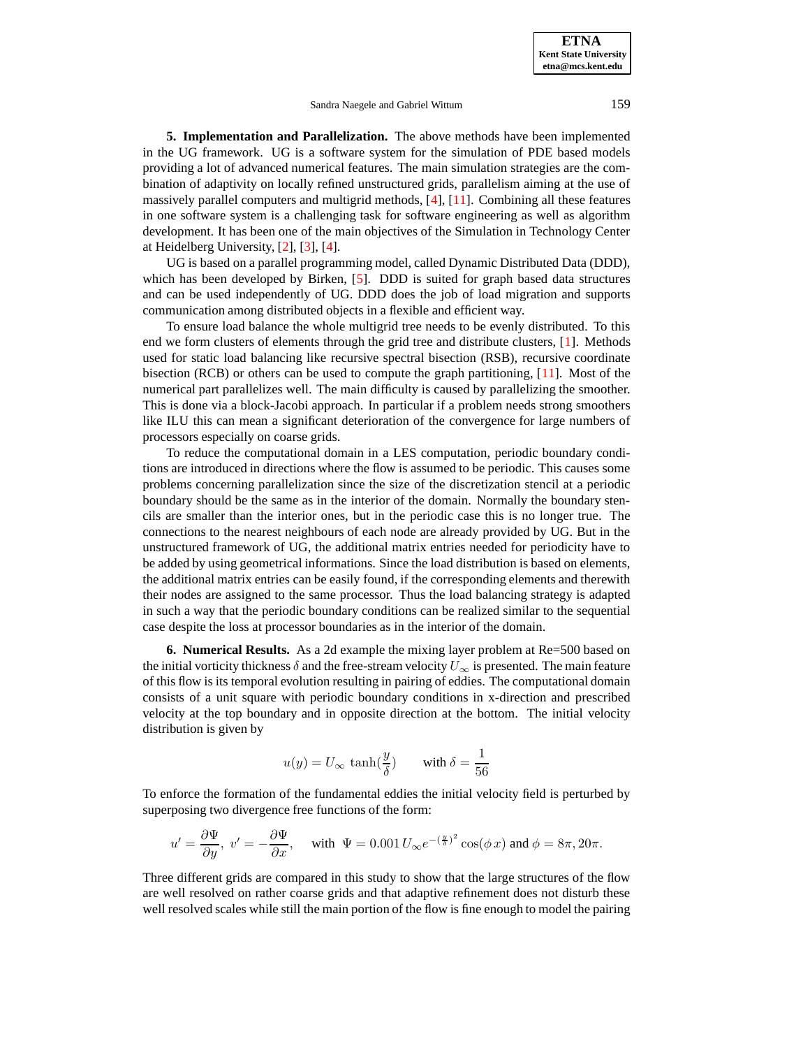**5. Implementation and Parallelization.** The above methods have been implemented in the UG framework. UG is a software system for the simulation of PDE based models providing a lot of advanced numerical features. The main simulation strategies are the combination of adaptivity on locally refined unstructured grids, parallelism aiming at the use of massively parallel computers and multigrid methods, [4], [11]. Combining all these features in one software system is a challenging task for software engineering as well as algorithm development. It has been one of the main objectives of the Simulation in Technology Center at Heidelberg University, [2], [3], [4].

UG is based on a parallel programming model, called Dynamic Distributed Data (DDD), which has been developed by Birken, [5]. DDD is suited for graph based data structures and can be used independently of UG. DDD does the job of load migration and supports communication among distributed objects in a flexible and efficient way.

To ensure load balance the whole multigrid tree needs to be evenly distributed. To this end we form clusters of elements through the grid tree and distribute clusters, [1]. Methods used for static load balancing like recursive spectral bisection (RSB), recursive coordinate bisection (RCB) or others can be used to compute the graph partitioning, [11]. Most of the numerical part parallelizes well. The main difficulty is caused by parallelizing the smoother. This is done via a block-Jacobi approach. In particular if a problem needs strong smoothers like ILU this can mean a significant deterioration of the convergence for large numbers of processors especially on coarse grids.

To reduce the computational domain in a LES computation, periodic boundary conditions are introduced in directions where the flow is assumed to be periodic. This causes some problems concerning parallelization since the size of the discretization stencil at a periodic boundary should be the same as in the interior of the domain. Normally the boundary stencils are smaller than the interior ones, but in the periodic case this is no longer true. The connections to the nearest neighbours of each node are already provided by UG. But in the unstructured framework of UG, the additional matrix entries needed for periodicity have to be added by using geometrical informations. Since the load distribution is based on elements, the additional matrix entries can be easily found, if the corresponding elements and therewith their nodes are assigned to the same processor. Thus the load balancing strategy is adapted in such a way that the periodic boundary conditions can be realized similar to the sequential case despite the loss at processor boundaries as in the interior of the domain.

**6. Numerical Results.** As a 2d example the mixing layer problem at Re=500 based on the initial vorticity thickness $\delta$ and the free-stream velocity $U_\infty$ is presented. The main feature of this flow is its temporal evolution resulting in pairing of eddies. The computational domain consists of a unit square with periodic boundary conditions in x-direction and prescribed velocity at the top boundary and in opposite direction at the bottom. The initial velocity distribution is given by

$$u(y) = U_\infty \tanh(\frac{y}{\delta}) \qquad \text{with } \delta = \frac{1}{56}$$

To enforce the formation of the fundamental eddies the initial velocity field is perturbed by superposing two divergence free functions of the form:

$$u' = \frac{\partial \Psi}{\partial y},\ v' = -\frac{\partial \Psi}{\partial x}, \quad \text{with } \Psi = 0.001\, U_\infty e^{-(\frac{y}{\delta})^2} \cos(\phi\, x) \text{ and } \phi = 8\pi, 20\pi.$$

Three different grids are compared in this study to show that the large structures of the flow are well resolved on rather coarse grids and that adaptive refinement does not disturb these well resolved scales while still the main portion of the flow is fine enough to model the pairing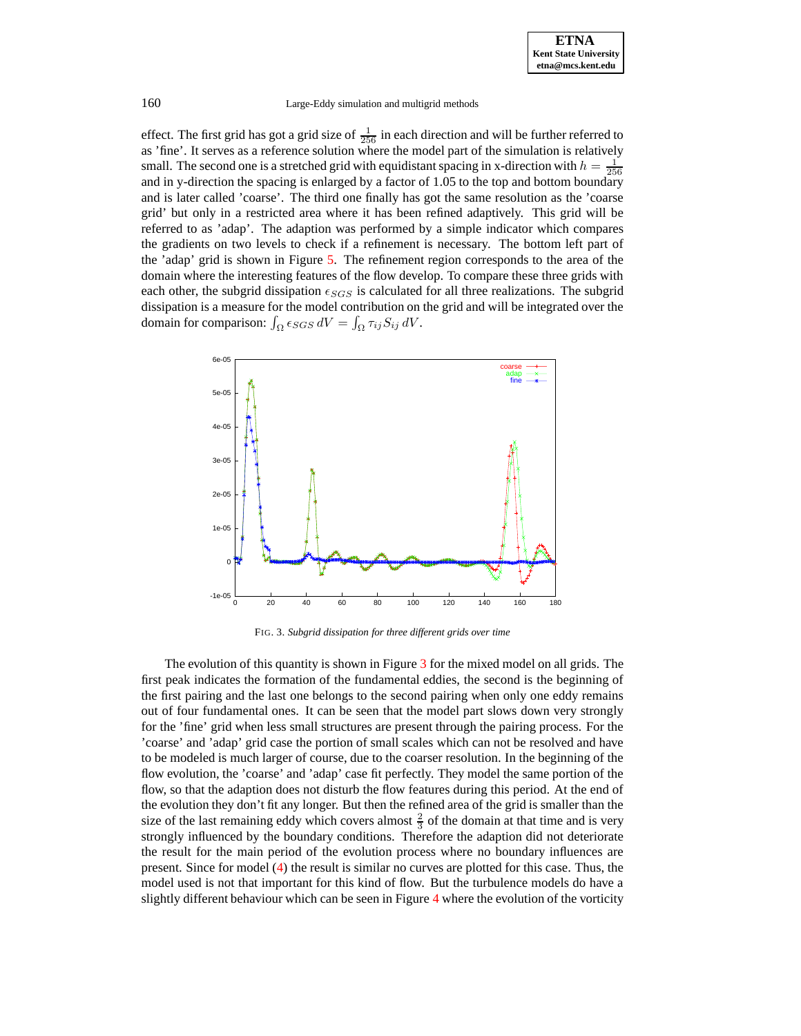effect. The first grid has got a grid size of $\frac{1}{256}$ in each direction and will be further referred to as 'fine'. It serves as a reference solution where the model part of the simulation is relatively small. The second one is a stretched grid with equidistant spacing in x-direction with $h = \frac{1}{256}$ and in y-direction the spacing is enlarged by a factor of 1.05 to the top and bottom boundary and is later called 'coarse'. The third one finally has got the same resolution as the 'coarse grid' but only in a restricted area where it has been refined adaptively. This grid will be referred to as 'adap'. The adaption was performed by a simple indicator which compares the gradients on two levels to check if a refinement is necessary. The bottom left part of the 'adap' grid is shown in Figure 5. The refinement region corresponds to the area of the domain where the interesting features of the flow develop. To compare these three grids with each other, the subgrid dissipation $\epsilon_{SGS}$ is calculated for all three realizations. The subgrid dissipation is a measure for the model contribution on the grid and will be integrated over the domain for comparison: $\int_\Omega \epsilon_{SGS}\, dV = \int_\Omega \tau_{ij} S_{ij}\, dV$.

FIG. 3. *Subgrid dissipation for three different grids over time*

The evolution of this quantity is shown in Figure 3 for the mixed model on all grids. The first peak indicates the formation of the fundamental eddies, the second is the beginning of the first pairing and the last one belongs to the second pairing when only one eddy remains out of four fundamental ones. It can be seen that the model part slows down very strongly for the 'fine' grid when less small structures are present through the pairing process. For the 'coarse' and 'adap' grid case the portion of small scales which can not be resolved and have to be modeled is much larger of course, due to the coarser resolution. In the beginning of the flow evolution, the 'coarse' and 'adap' case fit perfectly. They model the same portion of the flow, so that the adaption does not disturb the flow features during this period. At the end of the evolution they don't fit any longer. But then the refined area of the grid is smaller than the size of the last remaining eddy which covers almost $\frac{2}{3}$ of the domain at that time and is very strongly influenced by the boundary conditions. Therefore the adaption did not deteriorate the result for the main period of the evolution process where no boundary influences are present. Since for model (4) the result is similar no curves are plotted for this case. Thus, the model used is not that important for this kind of flow. But the turbulence models do have a slightly different behaviour which can be seen in Figure 4 where the evolution of the vorticity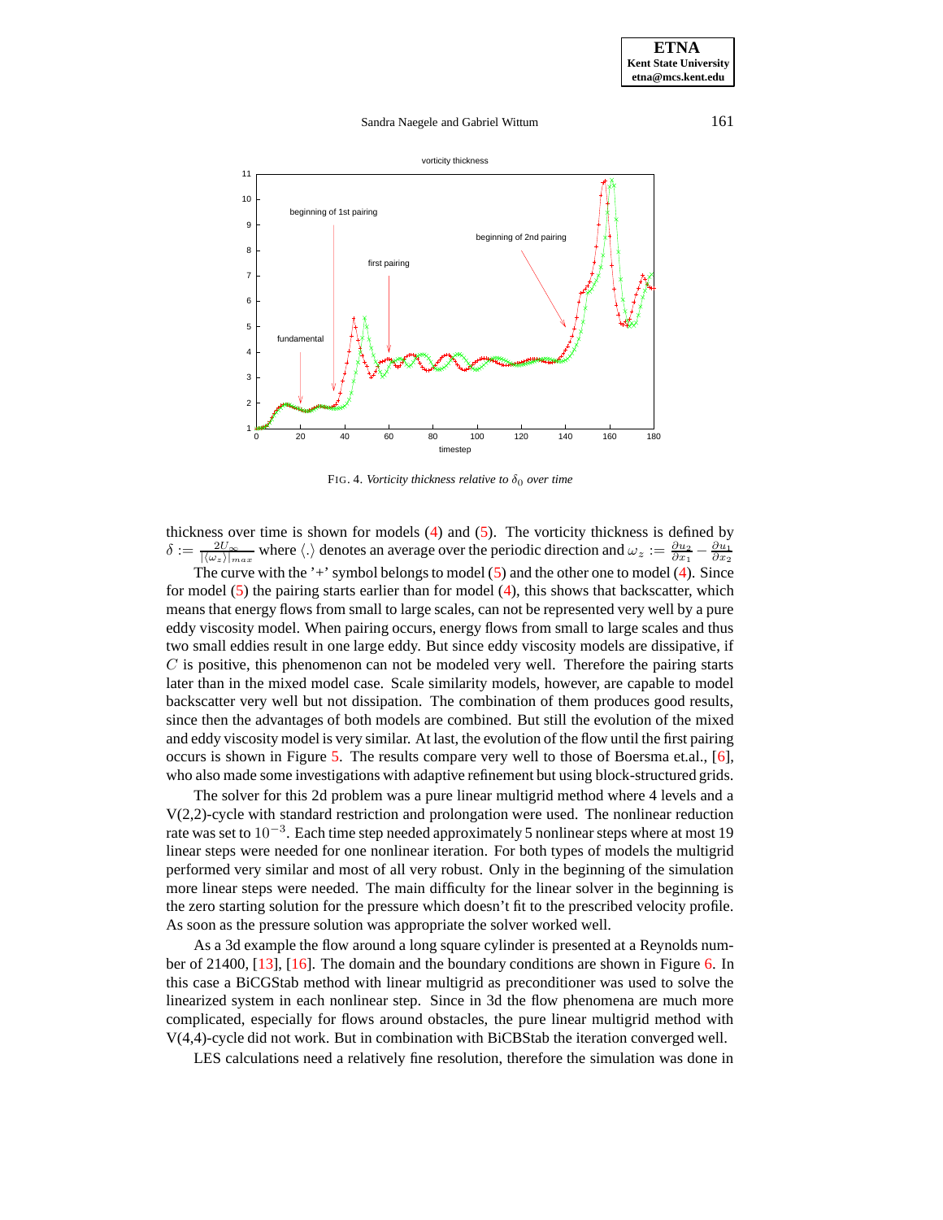FIG. 4. *Vorticity thickness relative to $\delta_0$ over time*

thickness over time is shown for models (4) and (5). The vorticity thickness is defined by $\delta := \frac{2U_\infty}{|\langle\omega_z\rangle|_{max}}$ where $\langle.\rangle$ denotes an average over the periodic direction and $\omega_z := \frac{\partial u_2}{\partial x_1} - \frac{\partial u_1}{\partial x_2}$

The curve with the '+' symbol belongs to model (5) and the other one to model (4). Since for model (5) the pairing starts earlier than for model (4), this shows that backscatter, which means that energy flows from small to large scales, can not be represented very well by a pure eddy viscosity model. When pairing occurs, energy flows from small to large scales and thus two small eddies result in one large eddy. But since eddy viscosity models are dissipative, if $C$ is positive, this phenomenon can not be modeled very well. Therefore the pairing starts later than in the mixed model case. Scale similarity models, however, are capable to model backscatter very well but not dissipation. The combination of them produces good results, since then the advantages of both models are combined. But still the evolution of the mixed and eddy viscosity model is very similar. At last, the evolution of the flow until the first pairing occurs is shown in Figure 5. The results compare very well to those of Boersma et.al., [6], who also made some investigations with adaptive refinement but using block-structured grids.

The solver for this 2d problem was a pure linear multigrid method where 4 levels and a V(2,2)-cycle with standard restriction and prolongation were used. The nonlinear reduction rate was set to $10^{-3}$. Each time step needed approximately 5 nonlinear steps where at most 19 linear steps were needed for one nonlinear iteration. For both types of models the multigrid performed very similar and most of all very robust. Only in the beginning of the simulation more linear steps were needed. The main difficulty for the linear solver in the beginning is the zero starting solution for the pressure which doesn't fit to the prescribed velocity profile. As soon as the pressure solution was appropriate the solver worked well.

As a 3d example the flow around a long square cylinder is presented at a Reynolds number of 21400, [13], [16]. The domain and the boundary conditions are shown in Figure 6. In this case a BiCGStab method with linear multigrid as preconditioner was used to solve the linearized system in each nonlinear step. Since in 3d the flow phenomena are much more complicated, especially for flows around obstacles, the pure linear multigrid method with V(4,4)-cycle did not work. But in combination with BiCBStab the iteration converged well.

LES calculations need a relatively fine resolution, therefore the simulation was done in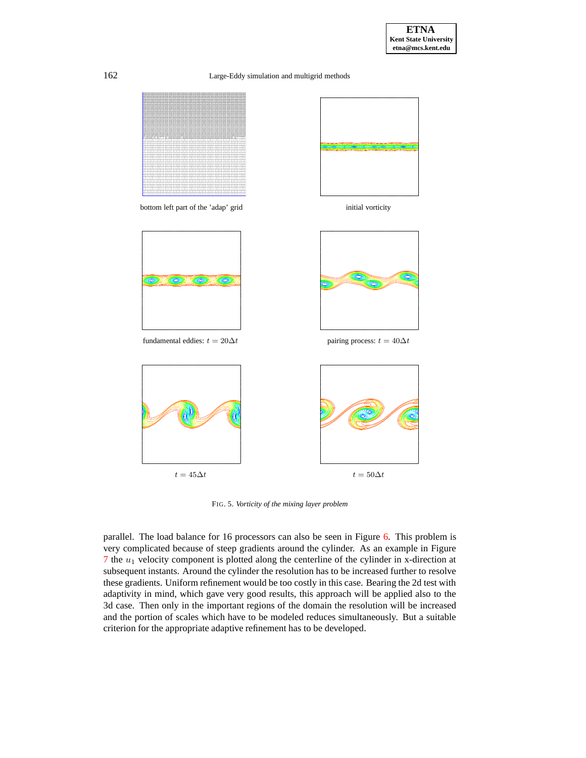bottom left part of the 'adap' grid

initial vorticity

fundamental eddies: $t = 20\Delta t$

pairing process: $t = 40\Delta t$

$t = 45\Delta t$

$t = 50\Delta t$

FIG. 5. *Vorticity of the mixing layer problem*

parallel. The load balance for 16 processors can also be seen in Figure 6. This problem is very complicated because of steep gradients around the cylinder. As an example in Figure 7 the $u_1$ velocity component is plotted along the centerline of the cylinder in x-direction at subsequent instants. Around the cylinder the resolution has to be increased further to resolve these gradients. Uniform refinement would be too costly in this case. Bearing the 2d test with adaptivity in mind, which gave very good results, this approach will be applied also to the 3d case. Then only in the important regions of the domain the resolution will be increased and the portion of scales which have to be modeled reduces simultaneously. But a suitable criterion for the appropriate adaptive refinement has to be developed.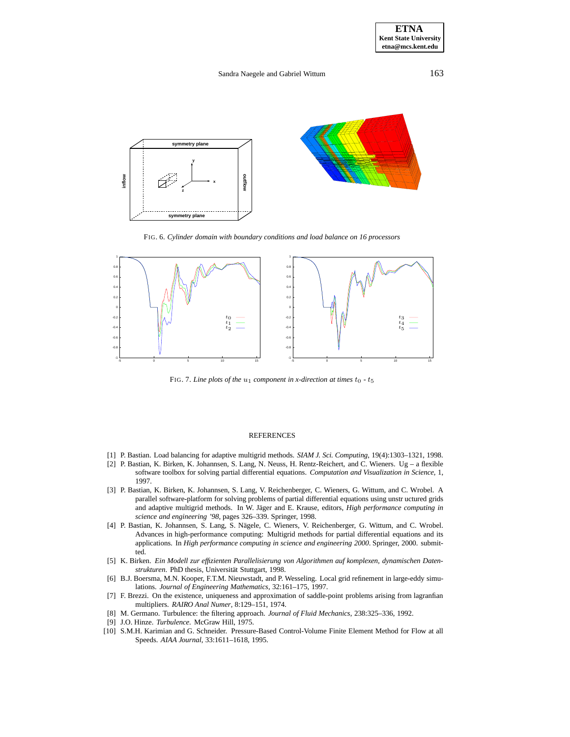FIG. 6. *Cylinder domain with boundary conditions and load balance on 16 processors*

FIG. 7. *Line plots of the $u_1$ component in x-direction at times $t_0$ - $t_5$*

## REFERENCES

[1] P. Bastian. Load balancing for adaptive multigrid methods. *SIAM J. Sci. Computing*, 19(4):1303–1321, 1998.

[2] P. Bastian, K. Birken, K. Johannsen, S. Lang, N. Neuss, H. Rentz-Reichert, and C. Wieners. Ug – a flexible software toolbox for solving partial differential equations. *Computation and Visualization in Science*, 1, 1997.

[3] P. Bastian, K. Birken, K. Johannsen, S. Lang, V. Reichenberger, C. Wieners, G. Wittum, and C. Wrobel. A parallel software-platform for solving problems of partial differential equations using unstr uctured grids and adaptive multigrid methods. In W. Jäger and E. Krause, editors, *High performance computing in science and engineering '98*, pages 326–339. Springer, 1998.

[4] P. Bastian, K. Johannsen, S. Lang, S. Nägele, C. Wieners, V. Reichenberger, G. Wittum, and C. Wrobel. Advances in high-performance computing: Multigrid methods for partial differential equations and its applications. In *High performance computing in science and engineering 2000*. Springer, 2000. submitted.

[5] K. Birken. *Ein Modell zur effizienten Parallelisierung von Algorithmen auf komplexen, dynamischen Datenstrukturen*. PhD thesis, Universität Stuttgart, 1998.

[6] B.J. Boersma, M.N. Kooper, F.T.M. Nieuwstadt, and P. Wesseling. Local grid refinement in large-eddy simulations. *Journal of Engineering Mathematics*, 32:161–175, 1997.

[7] F. Brezzi. On the existence, uniqueness and approximation of saddle-point problems arising from lagranfian multipliers. *RAIRO Anal Numer*, 8:129–151, 1974.

[8] M. Germano. Turbulence: the filtering approach. *Journal of Fluid Mechanics*, 238:325–336, 1992.

[9] J.O. Hinze. *Turbulence*. McGraw Hill, 1975.

[10] S.M.H. Karimian and G. Schneider. Pressure-Based Control-Volume Finite Element Method for Flow at all Speeds. *AIAA Journal*, 33:1611–1618, 1995.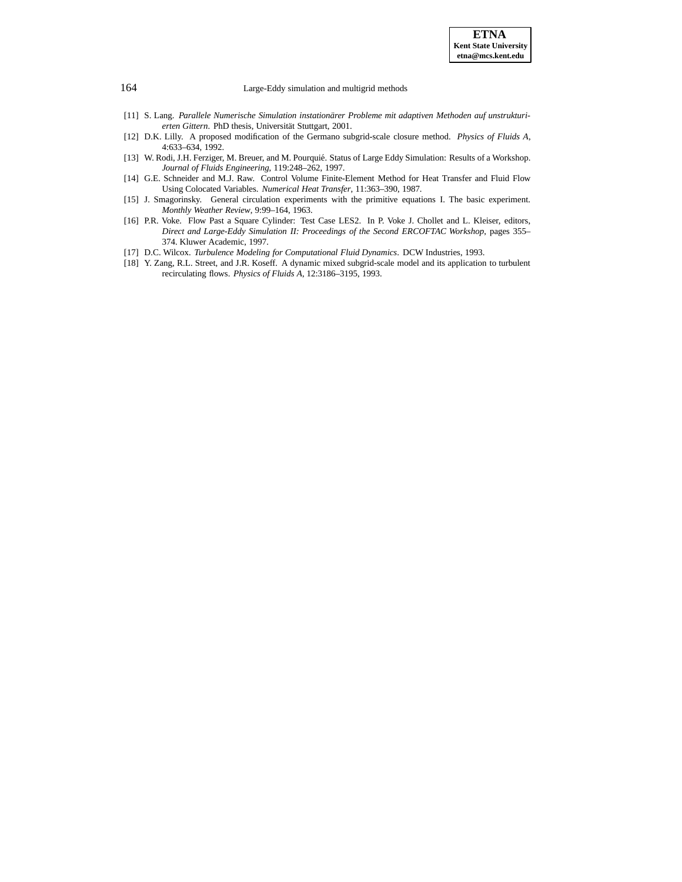[11] S. Lang. *Parallele Numerische Simulation instationärer Probleme mit adaptiven Methoden auf unstrukturierten Gittern*. PhD thesis, Universität Stuttgart, 2001.

[12] D.K. Lilly. A proposed modification of the Germano subgrid-scale closure method. *Physics of Fluids A*, 4:633–634, 1992.

[13] W. Rodi, J.H. Ferziger, M. Breuer, and M. Pourquié. Status of Large Eddy Simulation: Results of a Workshop. *Journal of Fluids Engineering*, 119:248–262, 1997.

[14] G.E. Schneider and M.J. Raw. Control Volume Finite-Element Method for Heat Transfer and Fluid Flow Using Colocated Variables. *Numerical Heat Transfer*, 11:363–390, 1987.

[15] J. Smagorinsky. General circulation experiments with the primitive equations I. The basic experiment. *Monthly Weather Review*, 9:99–164, 1963.

[16] P.R. Voke. Flow Past a Square Cylinder: Test Case LES2. In P. Voke J. Chollet and L. Kleiser, editors, *Direct and Large-Eddy Simulation II: Proceedings of the Second ERCOFTAC Workshop*, pages 355–374. Kluwer Academic, 1997.

[17] D.C. Wilcox. *Turbulence Modeling for Computational Fluid Dynamics*. DCW Industries, 1993.

[18] Y. Zang, R.L. Street, and J.R. Koseff. A dynamic mixed subgrid-scale model and its application to turbulent recirculating flows. *Physics of Fluids A*, 12:3186–3195, 1993.